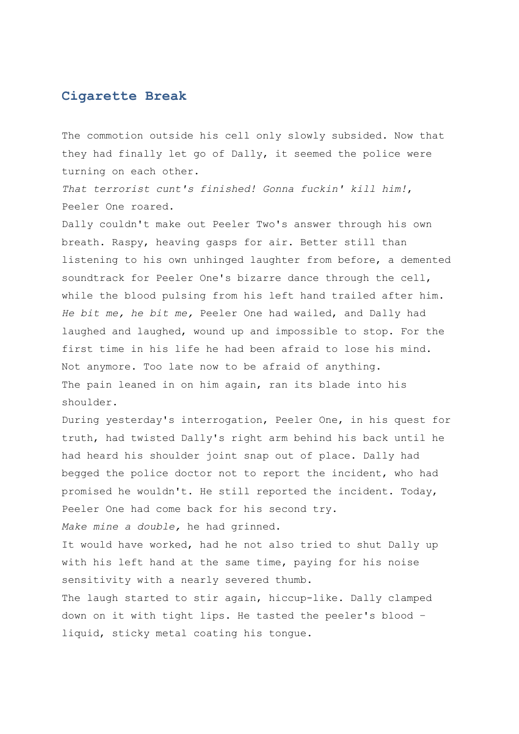## Cigarette Break

The commotion outside his cell only slowly subsided. Now that they had finally let go of Dally, it seemed the police were turning on each other.

*That terrorist cunt's finished! Gonna fuckin' kill him!*, Peeler One roared.

Dally couldn't make out Peeler Two's answer through his own breath. Raspy, heaving gasps for air. Better still than listening to his own unhinged laughter from before, a demented soundtrack for Peeler One's bizarre dance through the cell, while the blood pulsing from his left hand trailed after him. *He bit me, he bit me,* Peeler One had wailed, and Dally had laughed and laughed, wound up and impossible to stop. For the first time in his life he had been afraid to lose his mind. Not anymore. Too late now to be afraid of anything.

The pain leaned in on him again, ran its blade into his shoulder.

During yesterday's interrogation, Peeler One, in his quest for truth, had twisted Dally's right arm behind his back until he had heard his shoulder joint snap out of place. Dally had begged the police doctor not to report the incident, who had promised he wouldn't. He still reported the incident. Today, Peeler One had come back for his second try.

*Make mine a double,* he had grinned.

It would have worked, had he not also tried to shut Dally up with his left hand at the same time, paying for his noise sensitivity with a nearly severed thumb.

The laugh started to stir again, hiccup-like. Dally clamped down on it with tight lips. He tasted the peeler's blood – liquid, sticky metal coating his tongue.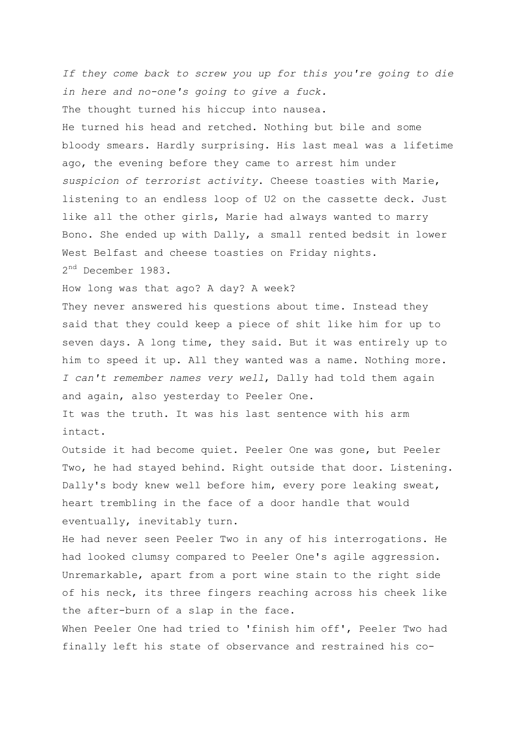*If they come back to screw you up for this you're going to die in here and no-one's going to give a fuck.*

The thought turned his hiccup into nausea.

He turned his head and retched. Nothing but bile and some bloody smears. Hardly surprising. His last meal was a lifetime ago, the evening before they came to arrest him under *suspicion of terrorist activity*. Cheese toasties with Marie, listening to an endless loop of U2 on the cassette deck. Just like all the other girls, Marie had always wanted to marry Bono. She ended up with Dally, a small rented bedsit in lower West Belfast and cheese toasties on Friday nights.

2nd December 1983.

How long was that ago? A day? A week?

They never answered his questions about time. Instead they said that they could keep a piece of shit like him for up to seven days. A long time, they said. But it was entirely up to him to speed it up. All they wanted was a name. Nothing more.

*I can't remember names very well*, Dally had told them again and again, also yesterday to Peeler One.

It was the truth. It was his last sentence with his arm intact.

Outside it had become quiet. Peeler One was gone, but Peeler Two, he had stayed behind. Right outside that door. Listening. Dally's body knew well before him, every pore leaking sweat, heart trembling in the face of a door handle that would eventually, inevitably turn.

He had never seen Peeler Two in any of his interrogations. He had looked clumsy compared to Peeler One's agile aggression. Unremarkable, apart from a port wine stain to the right side of his neck, its three fingers reaching across his cheek like the after-burn of a slap in the face.

When Peeler One had tried to 'finish him off', Peeler Two had finally left his state of observance and restrained his co-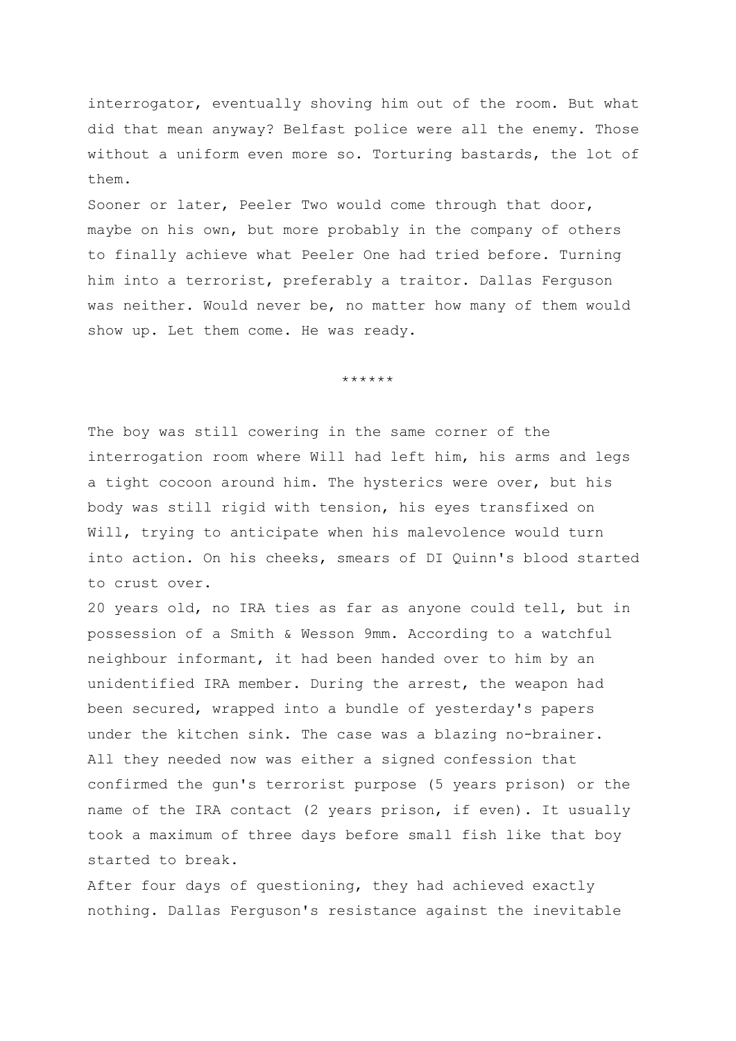interrogator, eventually shoving him out of the room. But what did that mean anyway? Belfast police were all the enemy. Those without a uniform even more so. Torturing bastards, the lot of them.

Sooner or later, Peeler Two would come through that door, maybe on his own, but more probably in the company of others to finally achieve what Peeler One had tried before. Turning him into a terrorist, preferably a traitor. Dallas Ferguson was neither. Would never be, no matter how many of them would show up. Let them come. He was ready.

******

The boy was still cowering in the same corner of the interrogation room where Will had left him, his arms and legs a tight cocoon around him. The hysterics were over, but his body was still rigid with tension, his eyes transfixed on Will, trying to anticipate when his malevolence would turn into action. On his cheeks, smears of DI Quinn's blood started to crust over.

20 years old, no IRA ties as far as anyone could tell, but in possession of a Smith & Wesson 9mm. According to a watchful neighbour informant, it had been handed over to him by an unidentified IRA member. During the arrest, the weapon had been secured, wrapped into a bundle of yesterday's papers under the kitchen sink. The case was a blazing no-brainer. All they needed now was either a signed confession that confirmed the gun's terrorist purpose (5 years prison) or the name of the IRA contact (2 years prison, if even). It usually took a maximum of three days before small fish like that boy started to break.

After four days of questioning, they had achieved exactly nothing. Dallas Ferguson's resistance against the inevitable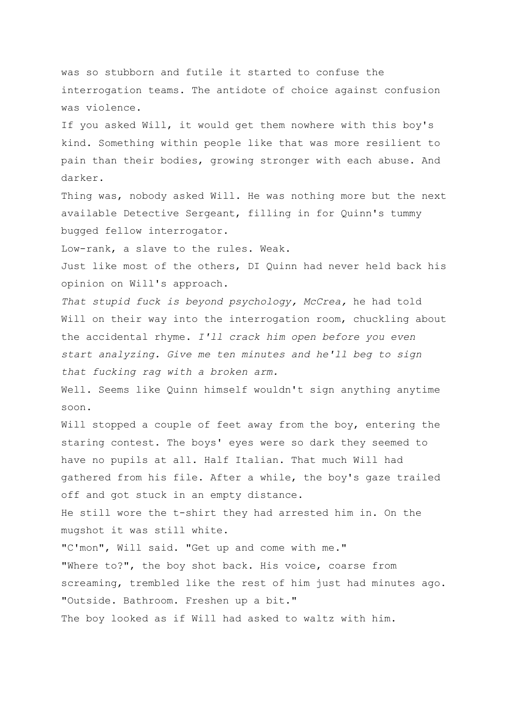was so stubborn and futile it started to confuse the interrogation teams. The antidote of choice against confusion was violence.

If you asked Will, it would get them nowhere with this boy's kind. Something within people like that was more resilient to pain than their bodies, growing stronger with each abuse. And darker.

Thing was, nobody asked Will. He was nothing more but the next available Detective Sergeant, filling in for Quinn's tummy bugged fellow interrogator.

Low-rank, a slave to the rules. Weak.

Just like most of the others, DI Quinn had never held back his opinion on Will's approach.

*That stupid fuck is beyond psychology, McCrea,* he had told Will on their way into the interrogation room, chuckling about the accidental rhyme. *I'll crack him open before you even start analyzing. Give me ten minutes and he'll beg to sign that fucking rag with a broken arm.*

Well. Seems like Quinn himself wouldn't sign anything anytime soon.

Will stopped a couple of feet away from the boy, entering the staring contest. The boys' eyes were so dark they seemed to have no pupils at all. Half Italian. That much Will had gathered from his file. After a while, the boy's gaze trailed off and got stuck in an empty distance.

He still wore the t-shirt they had arrested him in. On the mugshot it was still white.

"C'mon", Will said. "Get up and come with me."

"Where to?", the boy shot back. His voice, coarse from screaming, trembled like the rest of him just had minutes ago.

"Outside. Bathroom. Freshen up a bit."

The boy looked as if Will had asked to waltz with him.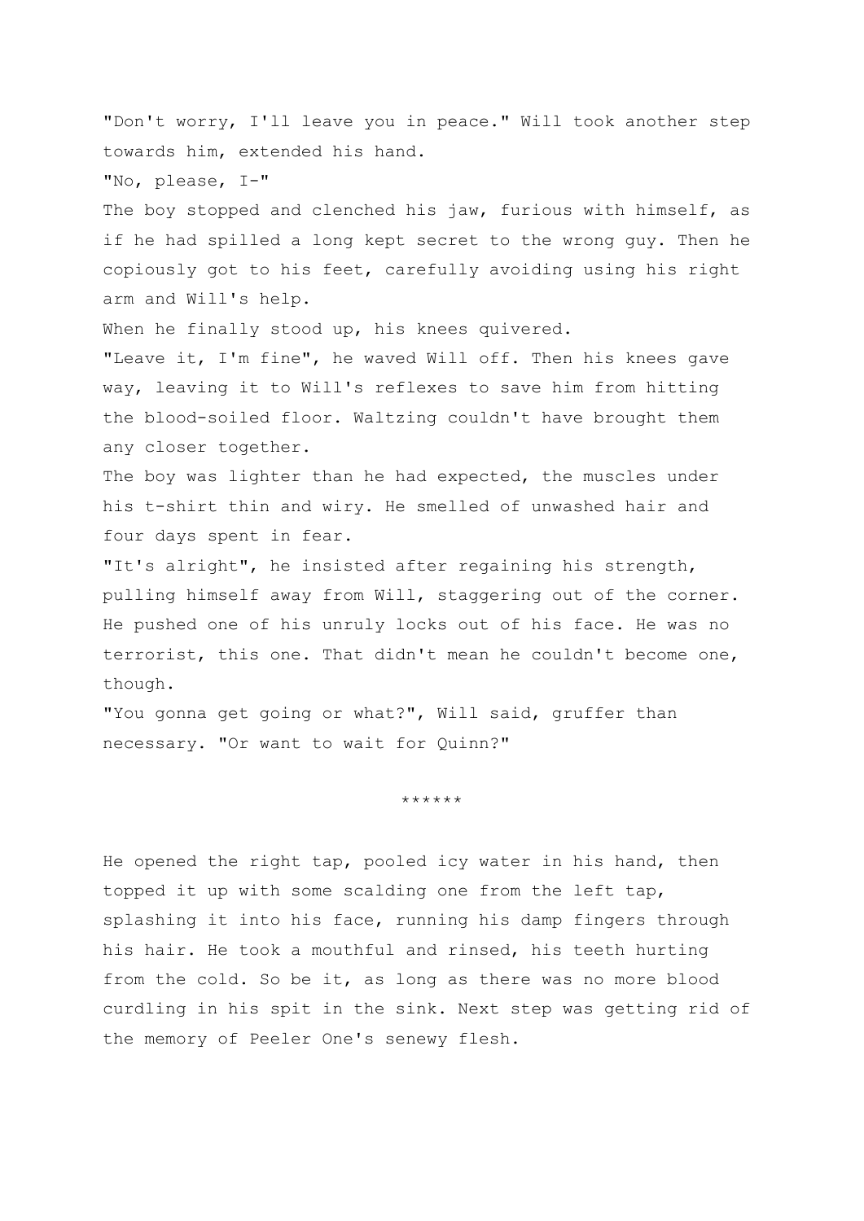"Don't worry, I'll leave you in peace." Will took another step towards him, extended his hand.

"No, please, I-"

The boy stopped and clenched his jaw, furious with himself, as if he had spilled a long kept secret to the wrong guy. Then he copiously got to his feet, carefully avoiding using his right arm and Will's help.

When he finally stood up, his knees quivered.

"Leave it, I'm fine", he waved Will off. Then his knees gave way, leaving it to Will's reflexes to save him from hitting the blood-soiled floor. Waltzing couldn't have brought them any closer together.

The boy was lighter than he had expected, the muscles under his t-shirt thin and wiry. He smelled of unwashed hair and four days spent in fear.

"It's alright", he insisted after regaining his strength, pulling himself away from Will, staggering out of the corner. He pushed one of his unruly locks out of his face. He was no terrorist, this one. That didn't mean he couldn't become one, though.

"You gonna get going or what?", Will said, gruffer than necessary. "Or want to wait for Quinn?"

******

He opened the right tap, pooled icy water in his hand, then topped it up with some scalding one from the left tap, splashing it into his face, running his damp fingers through his hair. He took a mouthful and rinsed, his teeth hurting from the cold. So be it, as long as there was no more blood curdling in his spit in the sink. Next step was getting rid of the memory of Peeler One's senewy flesh.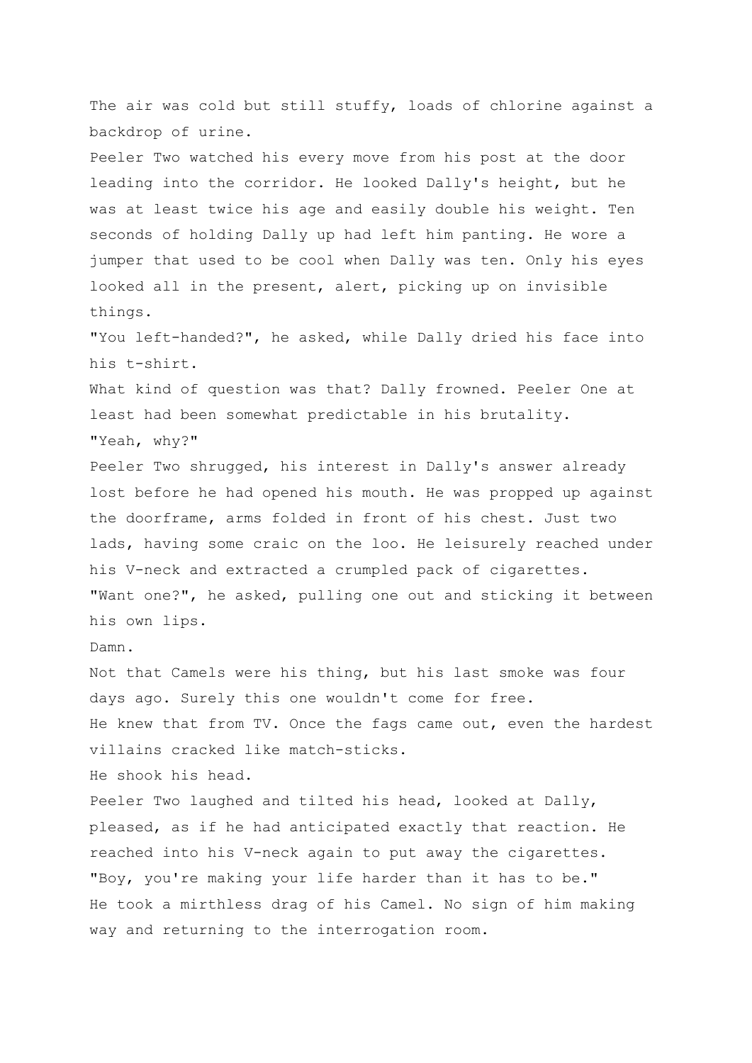The air was cold but still stuffy, loads of chlorine against a backdrop of urine.

Peeler Two watched his every move from his post at the door leading into the corridor. He looked Dally's height, but he was at least twice his age and easily double his weight. Ten seconds of holding Dally up had left him panting. He wore a jumper that used to be cool when Dally was ten. Only his eyes looked all in the present, alert, picking up on invisible things.

"You left-handed?", he asked, while Dally dried his face into his t-shirt.

What kind of question was that? Dally frowned. Peeler One at least had been somewhat predictable in his brutality.

"Yeah, why?"

Peeler Two shrugged, his interest in Dally's answer already lost before he had opened his mouth. He was propped up against the doorframe, arms folded in front of his chest. Just two lads, having some craic on the loo. He leisurely reached under his V-neck and extracted a crumpled pack of cigarettes.

"Want one?", he asked, pulling one out and sticking it between his own lips.

Damn.

Not that Camels were his thing, but his last smoke was four days ago. Surely this one wouldn't come for free.

He knew that from TV. Once the fags came out, even the hardest villains cracked like match-sticks.

He shook his head.

Peeler Two laughed and tilted his head, looked at Dally, pleased, as if he had anticipated exactly that reaction. He reached into his V-neck again to put away the cigarettes.

"Boy, you're making your life harder than it has to be."

He took a mirthless drag of his Camel. No sign of him making way and returning to the interrogation room.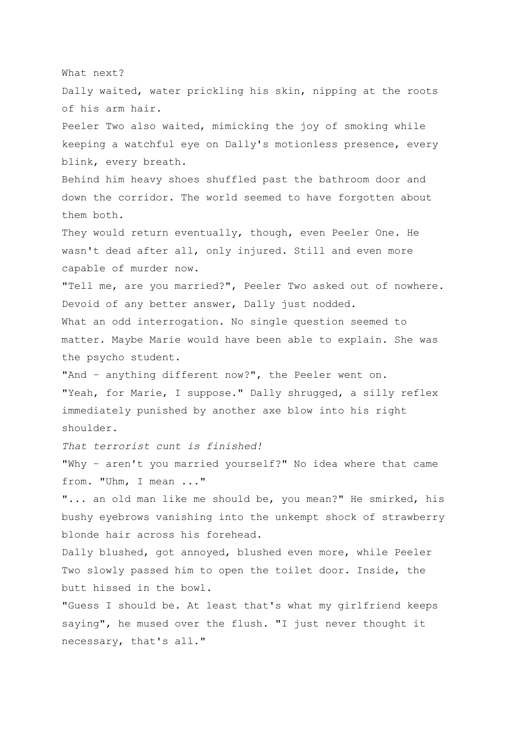What next?

Dally waited, water prickling his skin, nipping at the roots of his arm hair.

Peeler Two also waited, mimicking the joy of smoking while keeping a watchful eye on Dally's motionless presence, every blink, every breath.

Behind him heavy shoes shuffled past the bathroom door and down the corridor. The world seemed to have forgotten about them both.

They would return eventually, though, even Peeler One. He wasn't dead after all, only injured. Still and even more capable of murder now.

"Tell me, are you married?", Peeler Two asked out of nowhere.

Devoid of any better answer, Dally just nodded.

What an odd interrogation. No single question seemed to matter. Maybe Marie would have been able to explain. She was the psycho student.

"And – anything different now?", the Peeler went on.

"Yeah, for Marie, I suppose." Dally shrugged, a silly reflex immediately punished by another axe blow into his right shoulder.

*That terrorist cunt is finished!*

"Why – aren't you married yourself?" No idea where that came from. "Uhm, I mean ..."

"... an old man like me should be, you mean?" He smirked, his bushy eyebrows vanishing into the unkempt shock of strawberry blonde hair across his forehead.

Dally blushed, got annoyed, blushed even more, while Peeler Two slowly passed him to open the toilet door. Inside, the butt hissed in the bowl.

"Guess I should be. At least that's what my girlfriend keeps saying", he mused over the flush. "I just never thought it necessary, that's all."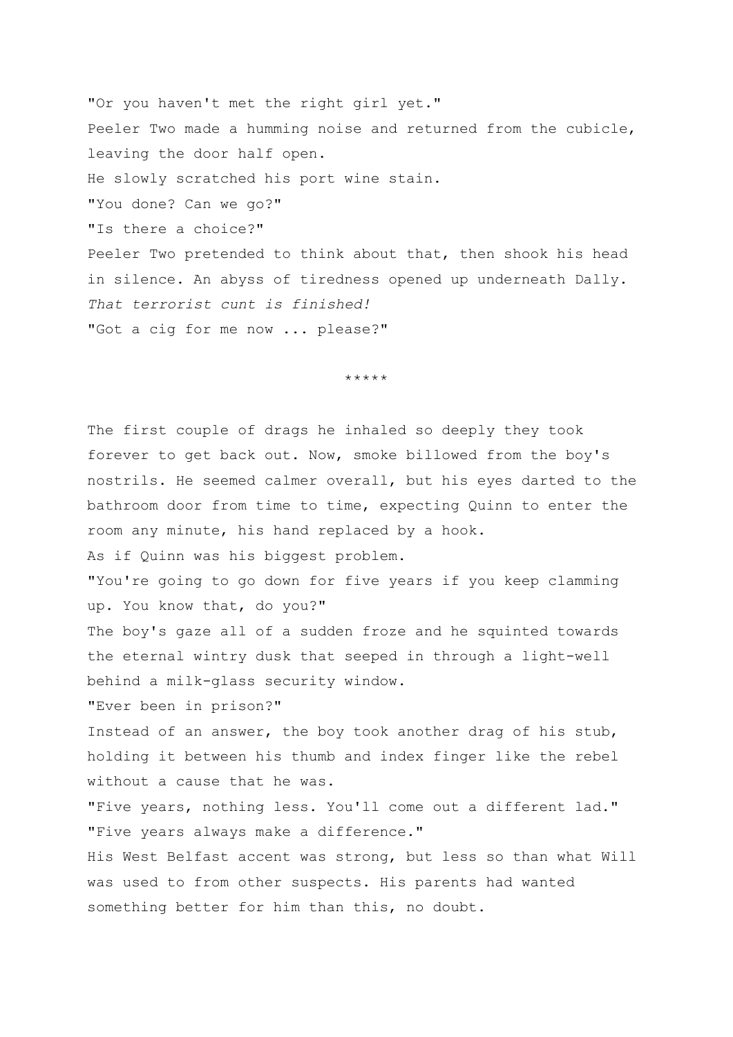"Or you haven't met the right girl yet."

Peeler Two made a humming noise and returned from the cubicle, leaving the door half open.

He slowly scratched his port wine stain.

"You done? Can we go?"

"Is there a choice?"

Peeler Two pretended to think about that, then shook his head in silence. An abyss of tiredness opened up underneath Dally. *That terrorist cunt is finished!*

"Got a cig for me now ... please?"

*****

The first couple of drags he inhaled so deeply they took forever to get back out. Now, smoke billowed from the boy's nostrils. He seemed calmer overall, but his eyes darted to the bathroom door from time to time, expecting Quinn to enter the room any minute, his hand replaced by a hook.

As if Quinn was his biggest problem.

"You're going to go down for five years if you keep clamming up. You know that, do you?"

The boy's gaze all of a sudden froze and he squinted towards the eternal wintry dusk that seeped in through a light-well behind a milk-glass security window.

"Ever been in prison?"

Instead of an answer, the boy took another drag of his stub, holding it between his thumb and index finger like the rebel without a cause that he was.

"Five years, nothing less. You'll come out a different lad."

"Five years always make a difference."

His West Belfast accent was strong, but less so than what Will was used to from other suspects. His parents had wanted something better for him than this, no doubt.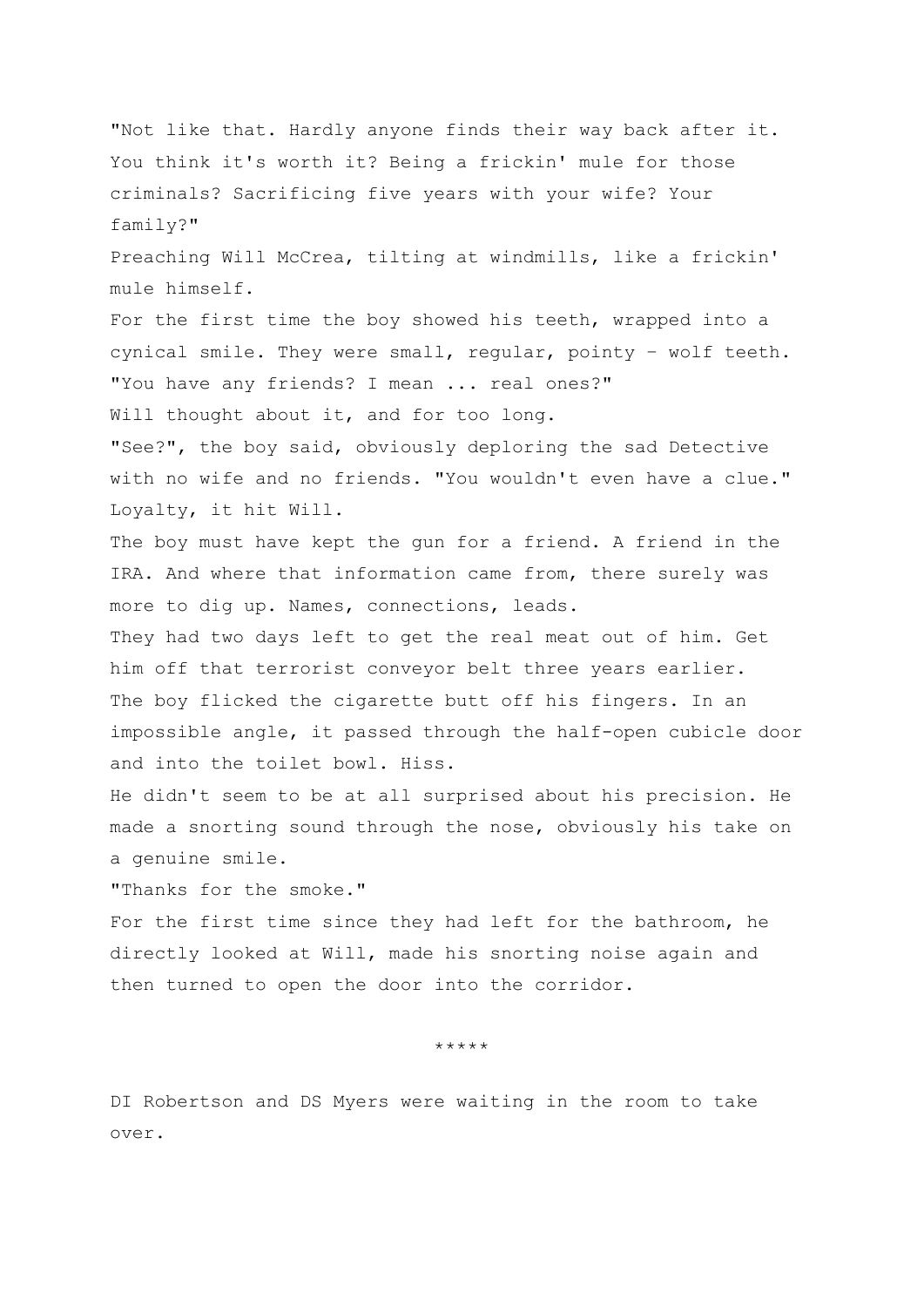"Not like that. Hardly anyone finds their way back after it. You think it's worth it? Being a frickin' mule for those criminals? Sacrificing five years with your wife? Your family?"

Preaching Will McCrea, tilting at windmills, like a frickin' mule himself.

For the first time the boy showed his teeth, wrapped into a cynical smile. They were small, regular, pointy – wolf teeth.

"You have any friends? I mean ... real ones?"

Will thought about it, and for too long.

"See?", the boy said, obviously deploring the sad Detective with no wife and no friends. "You wouldn't even have a clue."

Loyalty, it hit Will.

The boy must have kept the gun for a friend. A friend in the IRA. And where that information came from, there surely was more to dig up. Names, connections, leads.

They had two days left to get the real meat out of him. Get him off that terrorist conveyor belt three years earlier.

The boy flicked the cigarette butt off his fingers. In an impossible angle, it passed through the half-open cubicle door and into the toilet bowl. Hiss.

He didn't seem to be at all surprised about his precision. He made a snorting sound through the nose, obviously his take on a genuine smile.

"Thanks for the smoke."

For the first time since they had left for the bathroom, he directly looked at Will, made his snorting noise again and then turned to open the door into the corridor.

*****

DI Robertson and DS Myers were waiting in the room to take over.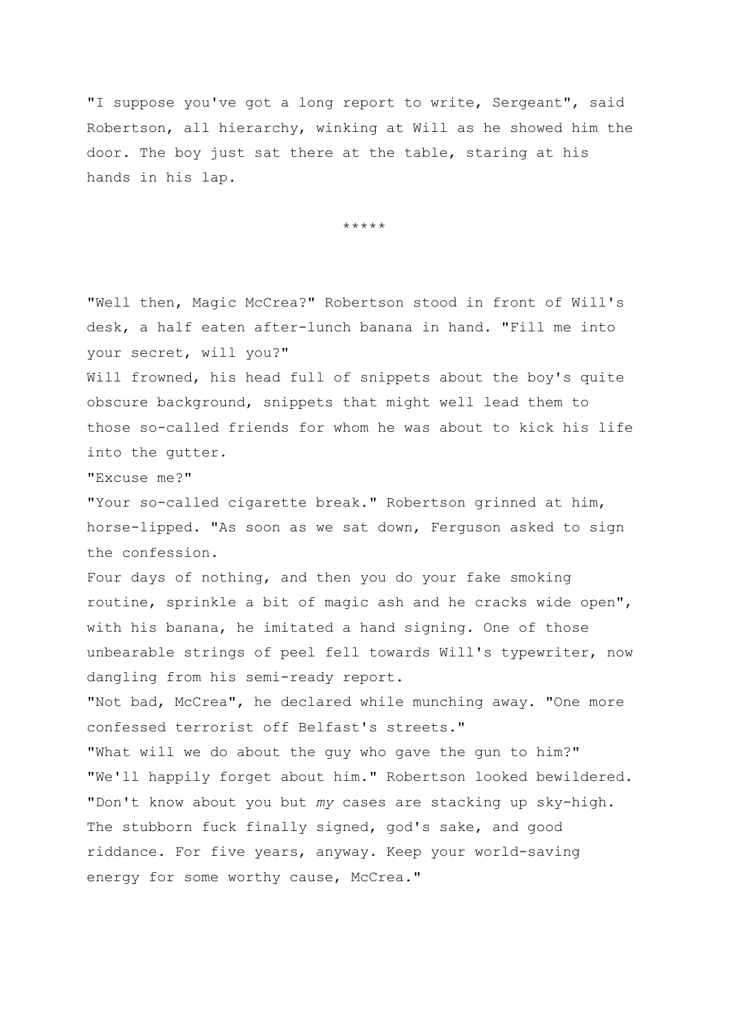"I suppose you've got a long report to write, Sergeant", said Robertson, all hierarchy, winking at Will as he showed him the door. The boy just sat there at the table, staring at his hands in his lap.

*****

"Well then, Magic McCrea?" Robertson stood in front of Will's desk, a half eaten after-lunch banana in hand. "Fill me into your secret, will you?"

Will frowned, his head full of snippets about the boy's quite obscure background, snippets that might well lead them to those so-called friends for whom he was about to kick his life into the gutter.

"Excuse me?"

"Your so-called cigarette break." Robertson grinned at him, horse-lipped. "As soon as we sat down, Ferguson asked to sign the confession.

Four days of nothing, and then you do your fake smoking routine, sprinkle a bit of magic ash and he cracks wide open", with his banana, he imitated a hand signing. One of those unbearable strings of peel fell towards Will's typewriter, now dangling from his semi-ready report.

"Not bad, McCrea", he declared while munching away. "One more confessed terrorist off Belfast's streets."

"What will we do about the guy who gave the gun to him?"

"We'll happily forget about him." Robertson looked bewildered. "Don't know about you but *my* cases are stacking up sky-high. The stubborn fuck finally signed, god's sake, and good riddance. For five years, anyway. Keep your world-saving energy for some worthy cause, McCrea."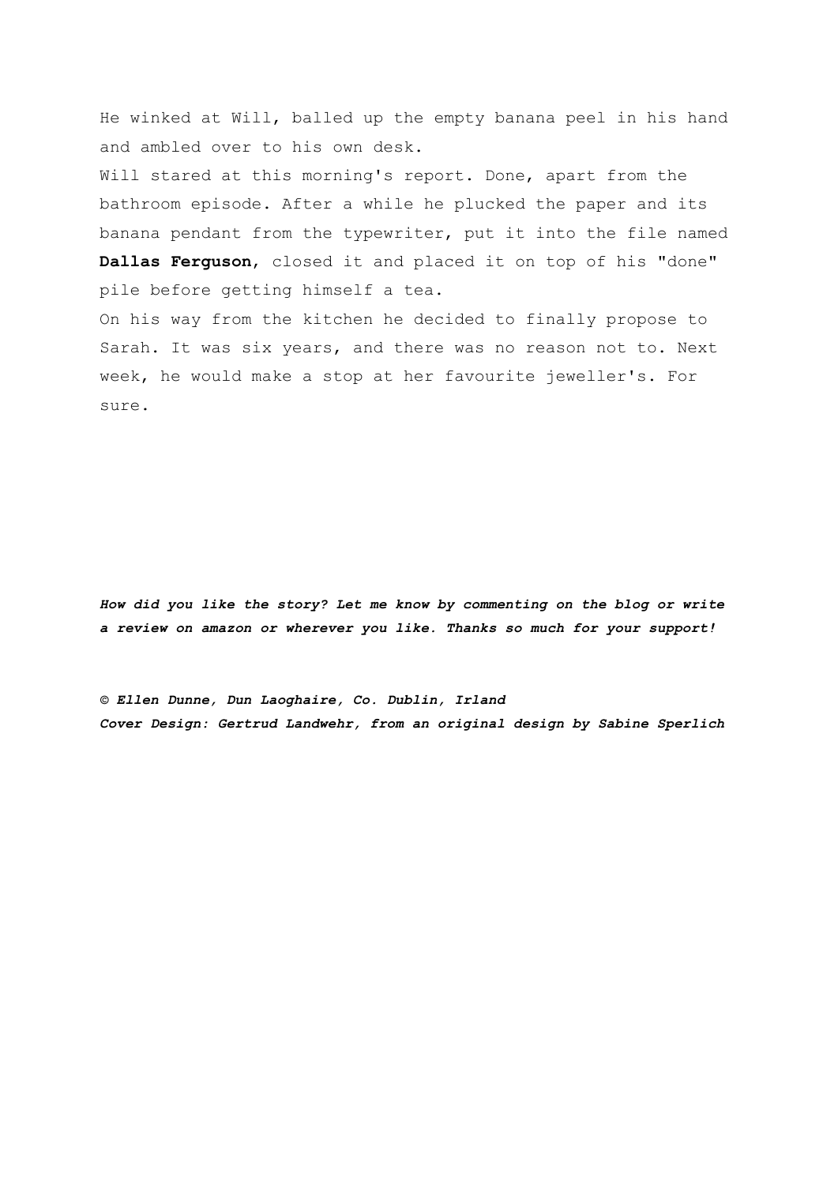He winked at Will, balled up the empty banana peel in his hand and ambled over to his own desk.

Will stared at this morning's report. Done, apart from the bathroom episode. After a while he plucked the paper and its banana pendant from the typewriter, put it into the file named **Dallas Ferguson**, closed it and placed it on top of his "done" pile before getting himself a tea.

On his way from the kitchen he decided to finally propose to Sarah. It was six years, and there was no reason not to. Next week, he would make a stop at her favourite jeweller's. For sure.

***How did you like the story? Let me know by commenting on the blog or write a review on amazon or wherever you like. Thanks so much for your support!***

***© Ellen Dunne, Dun Laoghaire, Co. Dublin, Irland***
***Cover Design: Gertrud Landwehr, from an original design by Sabine Sperlich***